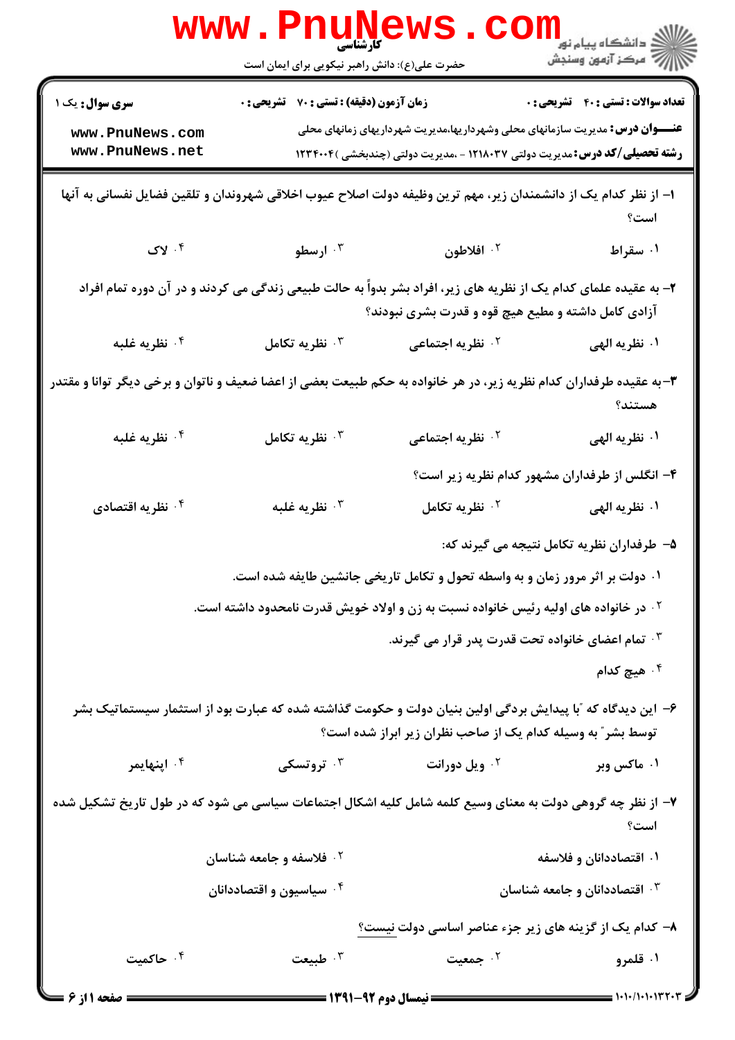**سری سوال:** یک ۱

**زمان آزمون (دقیقه) : تستی : ۷۰ تشریحی : ۰**

**تعداد سوالات : تستی : ۴۰ تشریحی : ۰**

**عنـــوان درس:** مدیریت سازمانهای محلی وشهرداریها،مدیریت شهرداریهای زمانهای محلی

**رشته تحصیلی/کد درس:** مدیریت دولتی ۱۲۱۸۰۳۷ - ،مدیریت دولتی (چندبخشی )۱۲۳۴۰۰۴

۱- از نظر کدام یک از دانشمندان زیر، مهم ترین وظیفه دولت اصلاح عیوب اخلاقی شهروندان و تلقین فضایل نفسانی به آنها است؟

۱. سقراط
۲. افلاطون
۳. ارسطو
۴. لاک

۲- به عقیده علمای کدام یک از نظریه های زیر، افراد بشر بدواً به حالت طبیعی زندگی می کردند و در آن دوره تمام افراد آزادی کامل داشته و مطیع هیچ قوه و قدرت بشری نبودند؟

۱. نظریه الهی
۲. نظریه اجتماعی
۳. نظریه تکامل
۴. نظریه غلبه

۳-به عقیده طرفداران کدام نظریه زیر، در هر خانواده به حکم طبیعت بعضی از اعضا ضعیف و ناتوان و برخی دیگر توانا و مقتدر هستند؟

۱. نظریه الهی
۲. نظریه اجتماعی
۳. نظریه تکامل
۴. نظریه غلبه

۴- انگلس از طرفداران مشهور کدام نظریه زیر است؟

۱. نظریه الهی
۲. نظریه تکامل
۳. نظریه غلبه
۴. نظریه اقتصادی

۵- طرفداران نظریه تکامل نتیجه می گیرند که:

۱. دولت بر اثر مرور زمان و به واسطه تحول و تکامل تاریخی جانشین طایفه شده است.
۲. در خانواده های اولیه رئیس خانواده نسبت به زن و اولاد خویش قدرت نامحدود داشته است.
۳. تمام اعضای خانواده تحت قدرت پدر قرار می گیرند.
۴. هیچ کدام

۶- این دیدگاه که "با پیدایش بردگی اولین بنیان دولت و حکومت گذاشته شده که عبارت بود از استثمار سیستماتیک بشر توسط بشر" به وسیله کدام یک از صاحب نظران زیر ابراز شده است؟

۱. ماکس وبر
۲. ویل دورانت
۳. تروتسکی
۴. اپنهایمر

۷- از نظر چه گروهی دولت به معنای وسیع کلمه شامل کلیه اشکال اجتماعات سیاسی می شود که در طول تاریخ تشکیل شده است؟

۱. اقتصاددانان و فلاسفه
۲. فلاسفه و جامعه شناسان
۳. اقتصاددانان و جامعه شناسان
۴. سیاسیون و اقتصاددانان

۸- کدام یک از گزینه های زیر جزء عناصر اساسی دولت <u>نیست</u>؟

۱. قلمرو
۲. جمعیت
۳. طبیعت
۴. حاکمیت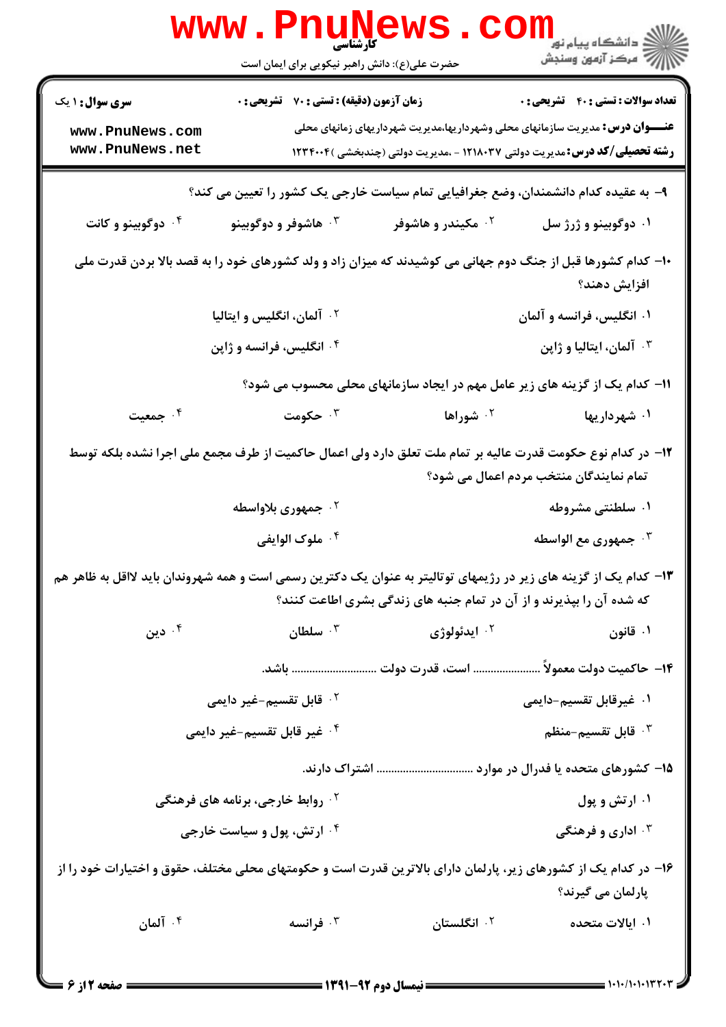۹- به عقیده کدام دانشمندان، وضع جغرافیایی تمام سیاست خارجی یک کشور را تعیین می کند؟

۱. دوگوبینو و ژرژ سل
۲. مکیندر و هاشوفر
۳. هاشوفر و دوگوبینو
۴. دوگوبینو و کانت

۱۰- کدام کشورها قبل از جنگ دوم جهانی می کوشیدند که میزان زاد و ولد کشورهای خود را به قصد بالا بردن قدرت ملی افزایش دهند؟

۱. انگلیس، فرانسه و آلمان
۲. آلمان، انگلیس و ایتالیا
۳. آلمان، ایتالیا و ژاپن
۴. انگلیس، فرانسه و ژاپن

۱۱- کدام یک از گزینه های زیر عامل مهم در ایجاد سازمانهای محلی محسوب می شود؟

۱. شهرداریها
۲. شوراها
۳. حکومت
۴. جمعیت

۱۲- در کدام نوع حکومت قدرت عالیه بر تمام ملت تعلق دارد ولی اعمال حاکمیت از طرف مجمع ملی اجرا نشده بلکه توسط تمام نمایندگان منتخب مردم اعمال می شود؟

۱. سلطنتی مشروطه
۲. جمهوری بلاواسطه
۳. جمهوری مع الواسطه
۴. ملوک الوایفی

۱۳- کدام یک از گزینه های زیر در رژیمهای توتالیتر به عنوان یک دکترین رسمی است و همه شهروندان باید لااقل به ظاهر هم که شده آن را بپذیرند و از آن در تمام جنبه های زندگی بشری اطاعت کنند؟

۱. قانون
۲. ایدئولوژی
۳. سلطان
۴. دین

۱۴- حاکمیت دولت معمولاً ...................... است، قدرت دولت ............................ باشد.

۱. غیرقابل تقسیم-دایمی
۲. قابل تقسیم-غیر دایمی
۳. قابل تقسیم-منظم
۴. غیر قابل تقسیم-غیر دایمی

۱۵- کشورهای متحده یا فدرال در موارد ................................ اشتراک دارند.

۱. ارتش و پول
۲. روابط خارجی، برنامه های فرهنگی
۳. اداری و فرهنگی
۴. ارتش، پول و سیاست خارجی

۱۶- در کدام یک از کشورهای زیر، پارلمان دارای بالاترین قدرت است و حکومتهای محلی مختلف، حقوق و اختیارات خود را از پارلمان می گیرند؟

۱. ایالات متحده
۲. انگلستان
۳. فرانسه
۴. آلمان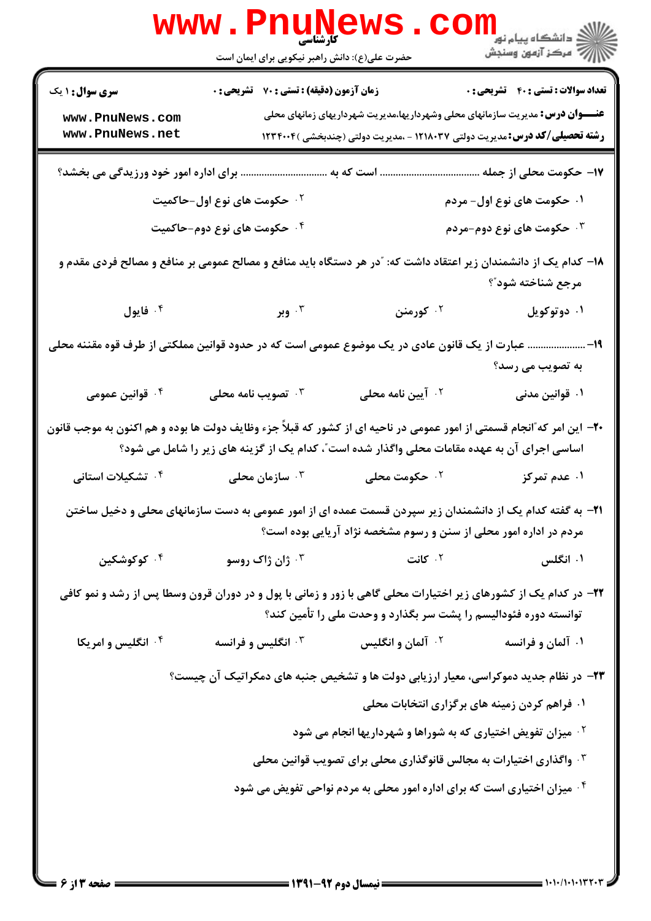۱۷- حکومت محلی از جمله ................................... است که به ................................... برای اداره امور خود ورزیدگی می بخشد؟

۱. حکومت های نوع اول- مردم
۲. حکومت های نوع اول-حاکمیت
۳. حکومت های نوع دوم-مردم
۴. حکومت های نوع دوم-حاکمیت

۱۸- کدام یک از دانشمندان زیر اعتقاد داشت که: "در هر دستگاه باید منافع و مصالح عمومی بر منافع و مصالح فردی مقدم و مرجع شناخته شود"؟

۱. دوتوکویل
۲. کورمنن
۳. وبر
۴. فایول

۱۹- ...................... عبارت از یک قانون عادی در یک موضوع عمومی است که در حدود قوانین مملکتی از طرف قوه مقننه محلی به تصویب می رسد؟

۱. قوانین مدنی
۲. آیین نامه محلی
۳. تصویب نامه محلی
۴. قوانین عمومی

۲۰- این امر که"انجام قسمتی از امور عمومی در ناحیه ای از کشور که قبلاً جزء وظایف دولت ها بوده و هم اکنون به موجب قانون اساسی اجرای آن به عهده مقامات محلی واگذار شده است"، کدام یک از گزینه های زیر را شامل می شود؟

۱. عدم تمرکز
۲. حکومت محلی
۳. سازمان محلی
۴. تشکیلات استانی

۲۱- به گفته کدام یک از دانشمندان زیر سپردن قسمت عمده ای از امور عمومی به دست سازمانهای محلی و دخیل ساختن مردم در اداره امور محلی از سنن و رسوم مشخصه نژاد آریایی بوده است؟

۱. انگلس
۲. کانت
۳. ژان ژاک روسو
۴. کوکوشکین

۲۲- در کدام یک از کشورهای زیر اختیارات محلی گاهی با زور و زمانی با پول و در دوران قرون وسطا پس از رشد و نمو کافی توانسته دوره فئودالیسم را پشت سر بگذارد و وحدت ملی را تأمین کند؟

۱. آلمان و فرانسه
۲. آلمان و انگلیس
۳. انگلیس و فرانسه
۴. انگلیس و امریکا

۲۳- در نظام جدید دموکراسی، معیار ارزیابی دولت ها و تشخیص جنبه های دمکراتیک آن چیست؟

۱. فراهم کردن زمینه های برگزاری انتخابات محلی
۲. میزان تفویض اختیاری که به شوراها و شهرداریها انجام می شود
۳. واگذاری اختیارات به مجالس قانوگذاری محلی برای تصویب قوانین محلی
۴. میزان اختیاری است که برای اداره امور محلی به مردم نواحی تفویض می شود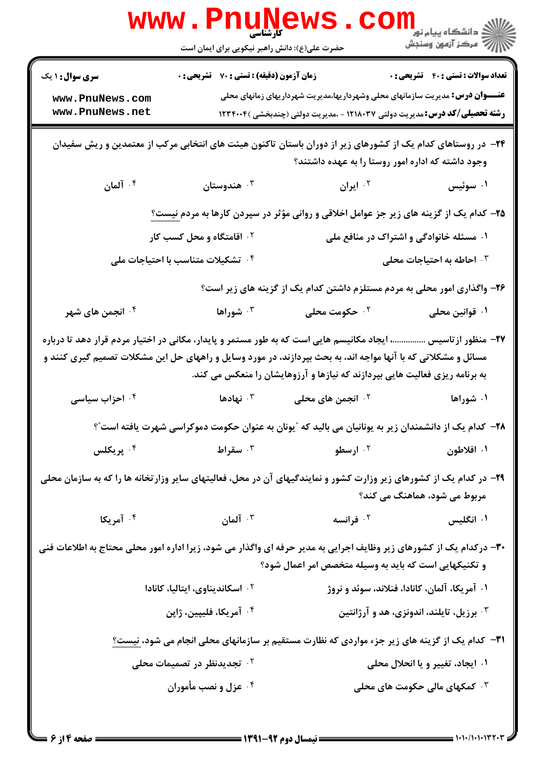**سری سؤال:** ۱ یک

**زمان آزمون (دقیقه) : تستی : ۷۰ تشریحی : ۰**

**تعداد سوالات : تستی : ۴۰ تشریحی : ۰**

**عنـــوان درس:** مدیریت سازمانهای محلی وشهرداریها،مدیریت شهرداریهای زمانهای محلی

**رشته تحصیلی/کد درس:** مدیریت دولتی ۱۲۱۸۰۳۷ - ،مدیریت دولتی (چندبخشی )۱۲۳۴۰۰۴

۲۴- در روستاهای کدام یک از کشورهای زیر از دوران باستان تاکنون هیئت های انتخابی مرکب از معتمدین و ریش سفیدان وجود داشته که اداره امور روستا را به عهده داشتند؟

۱. سوئیس
۲. ایران
۳. هندوستان
۴. آلمان

۲۵- کدام یک از گزینه های زیر جز عوامل اخلاقی و روانی مؤثر در سپردن کارها به مردم نیست؟

۱. مسئله خانوادگی و اشتراک در منافع ملی
۲. اقامتگاه و محل کسب کار
۳. احاطه به احتیاجات محلی
۴. تشکیلات متناسب با احتیاجات ملی

۲۶- واگذاری امور محلی به مردم مستلزم داشتن کدام یک از گزینه های زیر است؟

۱. قوانین محلی
۲. حکومت محلی
۳. شوراها
۴. انجمن های شهر

۲۷- منظور ازتاسیس ..............، ایجاد مکانیسم هایی است که به طور مستمر و پایدار، مکانی در اختیار مردم قرار دهد تا درباره مسائل و مشکلاتی که با آنها مواجه اند، به بحث بپردازند، در مورد وسایل و راههای حل این مشکلات تصمیم گیری کنند و به برنامه ریزی فعالیت هایی بپردازند که نیازها و آرزوهایشان را منعکس می کند.

۱. شوراها
۲. انجمن های محلی
۳. نهادها
۴. احزاب سیاسی

۲۸- کدام یک از دانشمندان زیر به یونانیان می بالید که "یونان به عنوان حکومت دموکراسی شهرت یافته است"؟

۱. افلاطون
۲. ارسطو
۳. سقراط
۴. پریکلس

۲۹- در کدام یک از کشورهای زیر وزارت کشور و نمایندگیهای آن در محل، فعالیتهای سایر وزارتخانه ها را که به سازمان محلی مربوط می شود، هماهنگ می کند؟

۱. انگلیس
۲. فرانسه
۳. آلمان
۴. آمریکا

۳۰- درکدام یک از کشورهای زیر وظایف اجرایی به مدیر حرفه ای واگذار می شود، زیرا اداره امور محلی محتاج به اطلاعات فنی و تکنیکهایی است که باید به وسیله متخصص امر اعمال شود؟

۱. آمریکا، آلمان، کانادا، فنلاند، سوئد و نروژ
۲. اسکاندیناوی، ایتالیا، کانادا
۳. برزیل، تایلند، اندونزی، هند و آرژانتین
۴. آمریکا، فلیپین، ژاپن

۳۱- کدام یک از گزینه های زیر جزء مواردی که نظارت مستقیم بر سازمانهای محلی انجام می شود، نیست؟

۱. ایجاد، تغییر و یا انحلال محلی
۲. تجدیدنظر در تصمیمات محلی
۳. کمکهای مالی حکومت های محلی
۴. عزل و نصب مأموران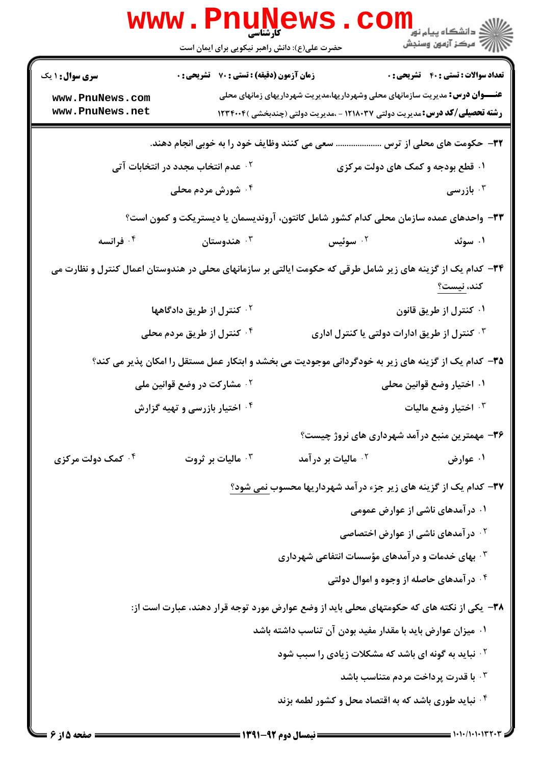۳۲- حکومت های محلی از ترس ..................... سعی می کنند وظایف خود را به خوبی انجام دهند.

۱. قطع بودجه و کمک های دولت مرکزی

۲. عدم انتخاب مجدد در انتخابات آتی

۳. بازرسی

۴. شورش مردم محلی

۳۳- واحدهای عمده سازمان محلی کدام کشور شامل کانتون، آروندیسمان یا دیستریکت و کمون است؟

۱. سوئد

۲. سوئیس

۳. هندوستان

۴. فرانسه

۳۴- کدام یک از گزینه های زیر شامل طرقی که حکومت ایالتی بر سازمانهای محلی در هندوستان اعمال کنترل و نظارت می کند، نیست؟

۱. کنترل از طریق قانون

۲. کنترل از طریق دادگاهها

۳. کنترل از طریق ادارات دولتی یا کنترل اداری

۴. کنترل از طریق مردم محلی

۳۵- کدام یک از گزینه های زیر به خودگردانی موجودیت می بخشد و ابتکار عمل مستقل را امکان پذیر می کند؟

۱. اختیار وضع قوانین محلی

۲. مشارکت در وضع قوانین ملی

۳. اختیار وضع مالیات

۴. اختیار بازرسی و تهیه گزارش

۳۶- مهمترین منبع درآمد شهرداری های نروژ چیست؟

۱. عوارض

۲. مالیات بر درآمد

۳. مالیات بر ثروت

۴. کمک دولت مرکزی

۳۷- کدام یک از گزینه های زیر جزء درآمد شهرداریها محسوب نمی شود؟

۱. درآمدهای ناشی از عوارض عمومی

۲. درآمدهای ناشی از عوارض اختصاصی

۳. بهای خدمات و درآمدهای مؤسسات انتفاعی شهرداری

۴. درآمدهای حاصله از وجوه و اموال دولتی

۳۸- یکی از نکته های که حکومتهای محلی باید از وضع عوارض مورد توجه قرار دهند، عبارت است از:

۱. میزان عوارض باید با مقدار مفید بودن آن تناسب داشته باشد

۲. نباید به گونه ای باشد که مشکلات زیادی را سبب شود

۳. با قدرت پرداخت مردم متناسب باشد

۴. نباید طوری باشد که به اقتصاد محل و کشور لطمه بزند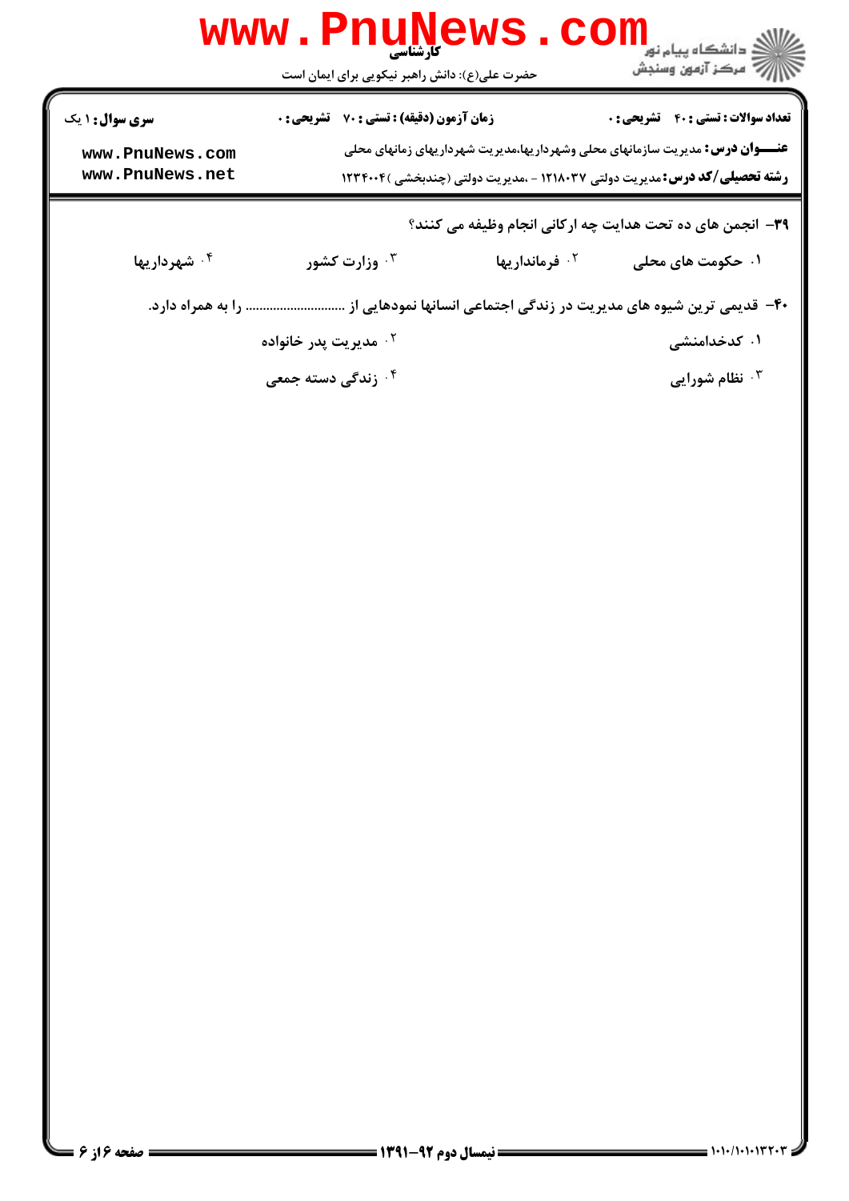۳۹- انجمن های ده تحت هدایت چه ارکانی انجام وظیفه می کنند؟

۱. حکومت های محلی

۲. فرمانداریها

۳. وزارت کشور

۴. شهرداریها

۴۰- قدیمی ترین شیوه های مدیریت در زندگی اجتماعی انسانها نمودهایی از ............................ را به همراه دارد.

۱. کدخدامنشی

۲. مدیریت پدر خانواده

۳. نظام شورایی

۴. زندگی دسته جمعی